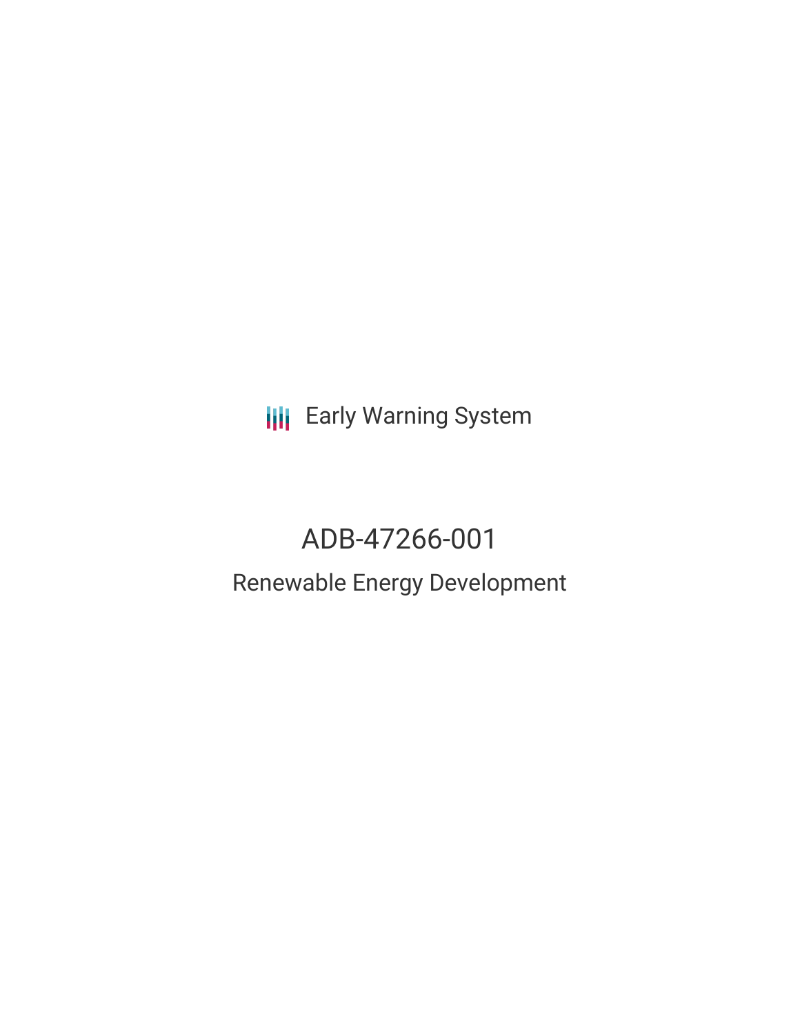Early Warning System

# ADB-47266-001

## Renewable Energy Development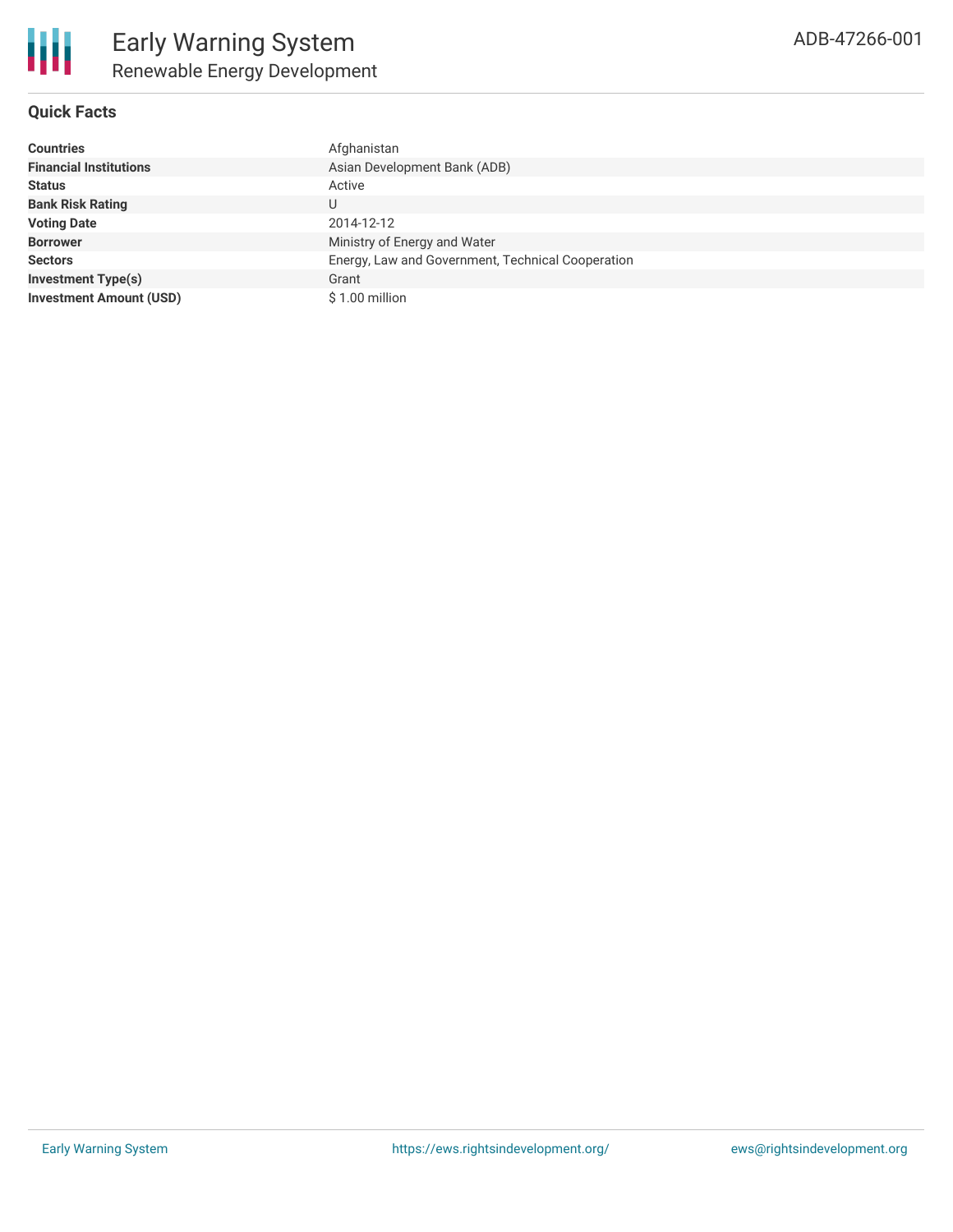# Early Warning System

## Renewable Energy Development

ADB-47266-001

### Quick Facts

| | |
|---|---|
| **Countries** | Afghanistan |
| **Financial Institutions** | Asian Development Bank (ADB) |
| **Status** | Active |
| **Bank Risk Rating** | U |
| **Voting Date** | 2014-12-12 |
| **Borrower** | Ministry of Energy and Water |
| **Sectors** | Energy, Law and Government, Technical Cooperation |
| **Investment Type(s)** | Grant |
| **Investment Amount (USD)** | $ 1.00 million |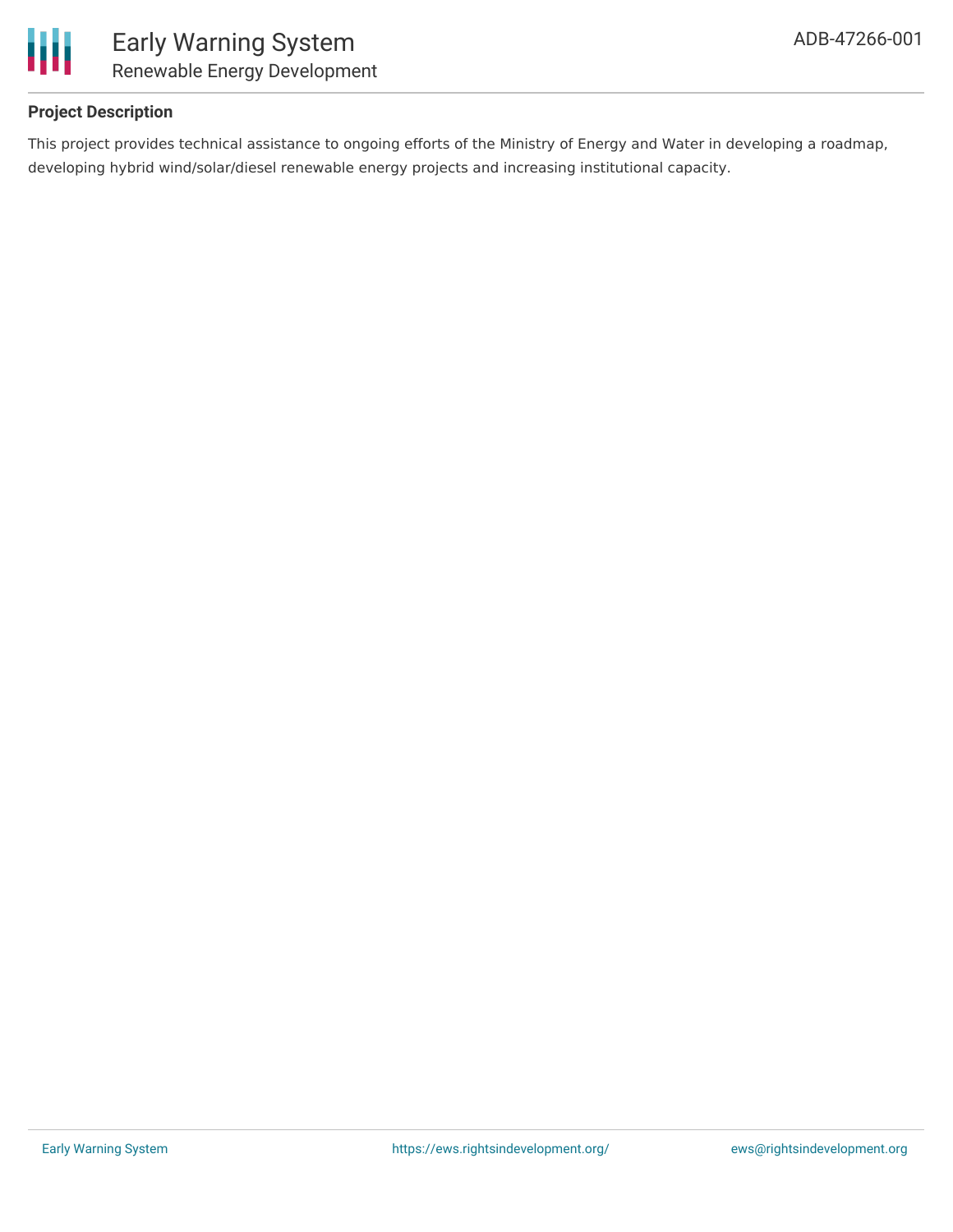## Project Description

This project provides technical assistance to ongoing efforts of the Ministry of Energy and Water in developing a roadmap, developing hybrid wind/solar/diesel renewable energy projects and increasing institutional capacity.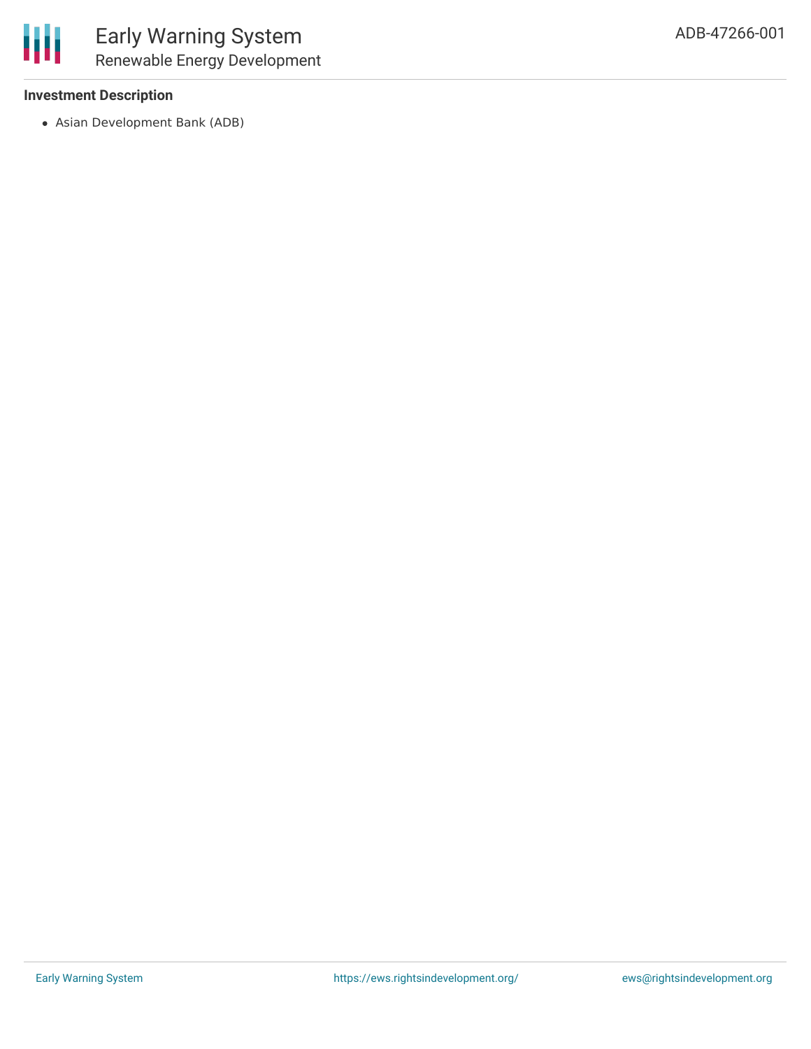**Investment Description**

- Asian Development Bank (ADB)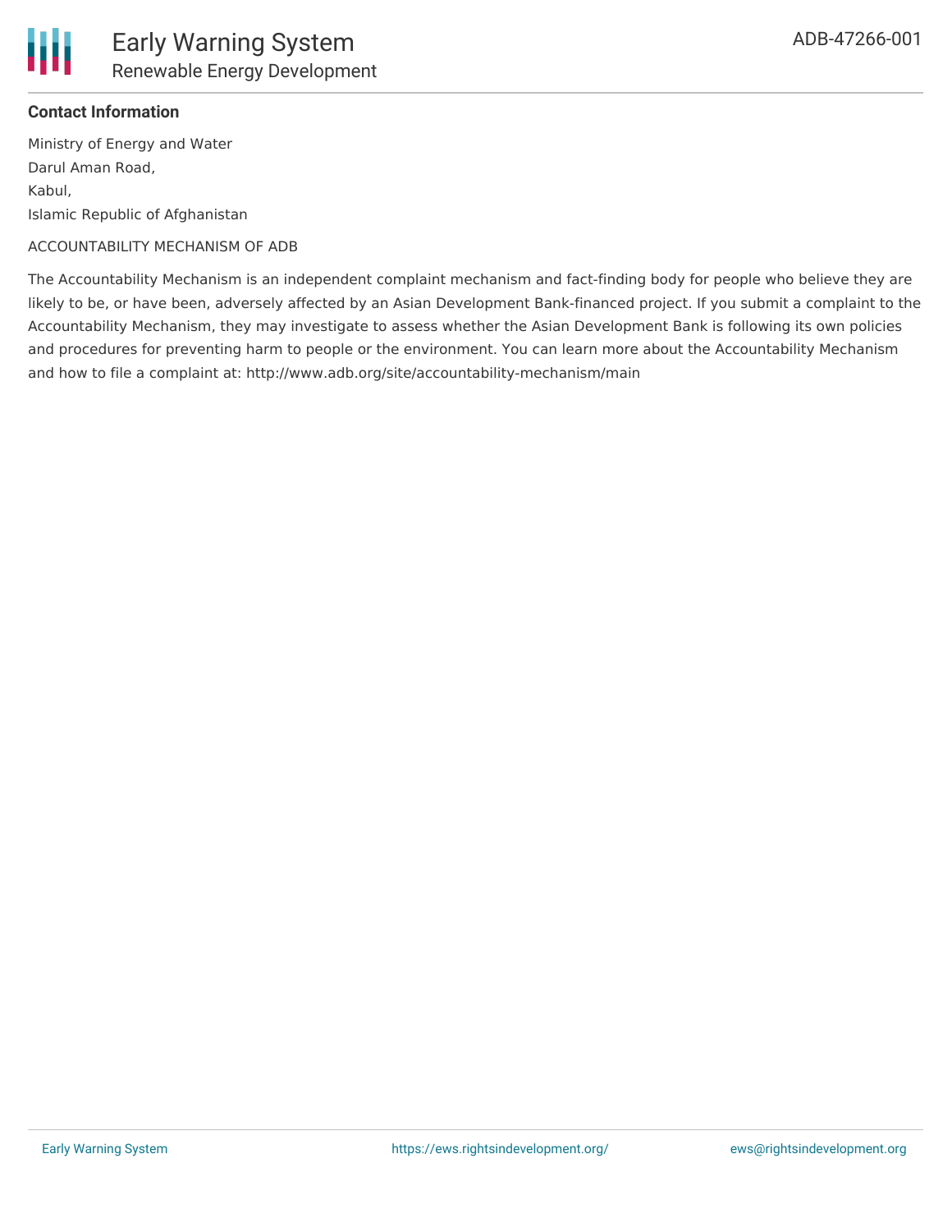**Contact Information**

Ministry of Energy and Water
Darul Aman Road,
Kabul,
Islamic Republic of Afghanistan

ACCOUNTABILITY MECHANISM OF ADB

The Accountability Mechanism is an independent complaint mechanism and fact-finding body for people who believe they are likely to be, or have been, adversely affected by an Asian Development Bank-financed project. If you submit a complaint to the Accountability Mechanism, they may investigate to assess whether the Asian Development Bank is following its own policies and procedures for preventing harm to people or the environment. You can learn more about the Accountability Mechanism and how to file a complaint at: http://www.adb.org/site/accountability-mechanism/main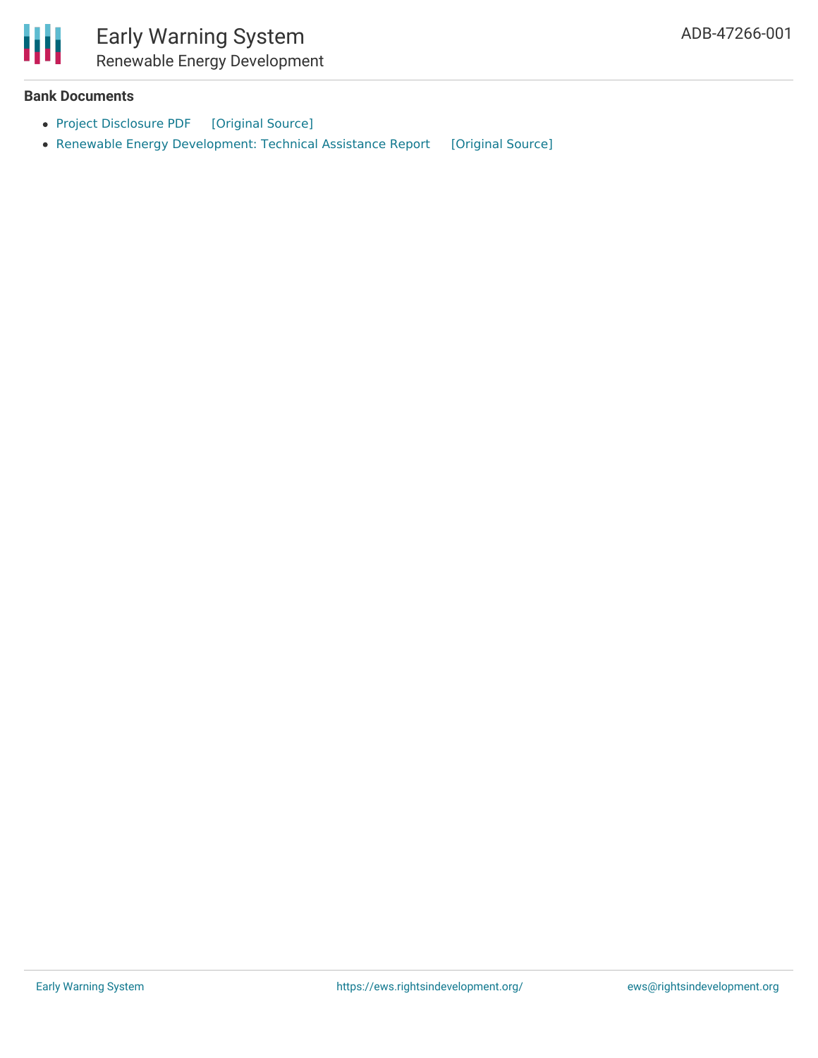### Bank Documents

- Project Disclosure PDF [Original Source]
- Renewable Energy Development: Technical Assistance Report [Original Source]